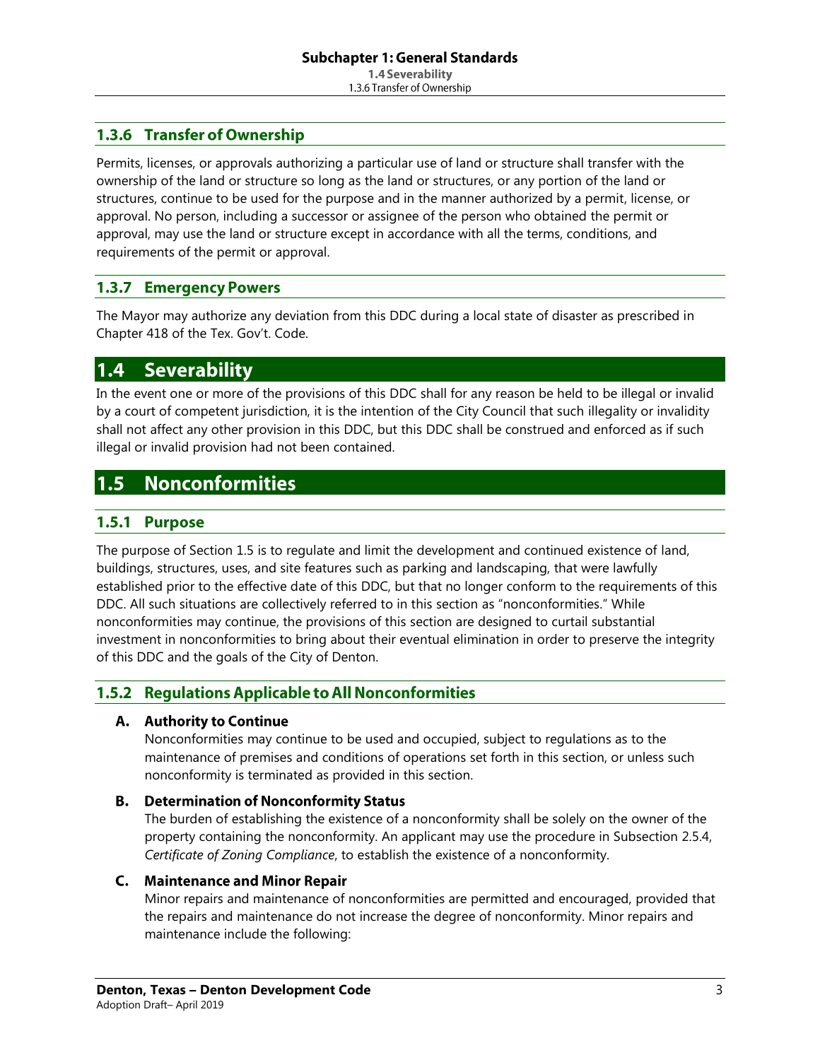### 1.3.6 Transfer of Ownership

Permits, licenses, or approvals authorizing a particular use of land or structure shall transfer with the ownership of the land or structure so long as the land or structures, or any portion of the land or structures, continue to be used for the purpose and in the manner authorized by a permit, license, or approval. No person, including a successor or assignee of the person who obtained the permit or approval, may use the land or structure except in accordance with all the terms, conditions, and requirements of the permit or approval.

### 1.3.7 Emergency Powers

The Mayor may authorize any deviation from this DDC during a local state of disaster as prescribed in Chapter 418 of the Tex. Gov't. Code.

## 1.4 Severability

In the event one or more of the provisions of this DDC shall for any reason be held to be illegal or invalid by a court of competent jurisdiction, it is the intention of the City Council that such illegality or invalidity shall not affect any other provision in this DDC, but this DDC shall be construed and enforced as if such illegal or invalid provision had not been contained.

## 1.5 Nonconformities

### 1.5.1 Purpose

The purpose of Section 1.5 is to regulate and limit the development and continued existence of land, buildings, structures, uses, and site features such as parking and landscaping, that were lawfully established prior to the effective date of this DDC, but that no longer conform to the requirements of this DDC. All such situations are collectively referred to in this section as "nonconformities." While nonconformities may continue, the provisions of this section are designed to curtail substantial investment in nonconformities to bring about their eventual elimination in order to preserve the integrity of this DDC and the goals of the City of Denton.

### 1.5.2 Regulations Applicable to All Nonconformities

#### A. Authority to Continue

Nonconformities may continue to be used and occupied, subject to regulations as to the maintenance of premises and conditions of operations set forth in this section, or unless such nonconformity is terminated as provided in this section.

#### B. Determination of Nonconformity Status

The burden of establishing the existence of a nonconformity shall be solely on the owner of the property containing the nonconformity. An applicant may use the procedure in Subsection 2.5.4, *Certificate of Zoning Compliance*, to establish the existence of a nonconformity.

#### C. Maintenance and Minor Repair

Minor repairs and maintenance of nonconformities are permitted and encouraged, provided that the repairs and maintenance do not increase the degree of nonconformity. Minor repairs and maintenance include the following: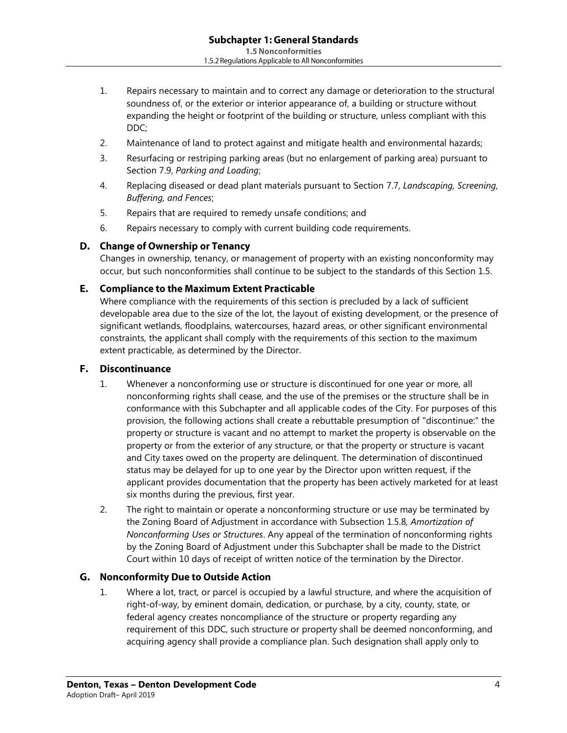1. Repairs necessary to maintain and to correct any damage or deterioration to the structural soundness of, or the exterior or interior appearance of, a building or structure without expanding the height or footprint of the building or structure, unless compliant with this DDC;
2. Maintenance of land to protect against and mitigate health and environmental hazards;
3. Resurfacing or restriping parking areas (but no enlargement of parking area) pursuant to Section 7.9, *Parking and Loading*;
4. Replacing diseased or dead plant materials pursuant to Section 7.7, *Landscaping, Screening, Buffering, and Fences*;
5. Repairs that are required to remedy unsafe conditions; and
6. Repairs necessary to comply with current building code requirements.

### D. Change of Ownership or Tenancy

Changes in ownership, tenancy, or management of property with an existing nonconformity may occur, but such nonconformities shall continue to be subject to the standards of this Section 1.5.

### E. Compliance to the Maximum Extent Practicable

Where compliance with the requirements of this section is precluded by a lack of sufficient developable area due to the size of the lot, the layout of existing development, or the presence of significant wetlands, floodplains, watercourses, hazard areas, or other significant environmental constraints, the applicant shall comply with the requirements of this section to the maximum extent practicable, as determined by the Director.

### F. Discontinuance

1. Whenever a nonconforming use or structure is discontinued for one year or more, all nonconforming rights shall cease, and the use of the premises or the structure shall be in conformance with this Subchapter and all applicable codes of the City. For purposes of this provision, the following actions shall create a rebuttable presumption of "discontinue:" the property or structure is vacant and no attempt to market the property is observable on the property or from the exterior of any structure, or that the property or structure is vacant and City taxes owed on the property are delinquent. The determination of discontinued status may be delayed for up to one year by the Director upon written request, if the applicant provides documentation that the property has been actively marketed for at least six months during the previous, first year.
2. The right to maintain or operate a nonconforming structure or use may be terminated by the Zoning Board of Adjustment in accordance with Subsection 1.5.8*, Amortization of Nonconforming Uses or Structures*. Any appeal of the termination of nonconforming rights by the Zoning Board of Adjustment under this Subchapter shall be made to the District Court within 10 days of receipt of written notice of the termination by the Director.

### G. Nonconformity Due to Outside Action

1. Where a lot, tract, or parcel is occupied by a lawful structure, and where the acquisition of right-of-way, by eminent domain, dedication, or purchase, by a city, county, state, or federal agency creates noncompliance of the structure or property regarding any requirement of this DDC, such structure or property shall be deemed nonconforming, and acquiring agency shall provide a compliance plan. Such designation shall apply only to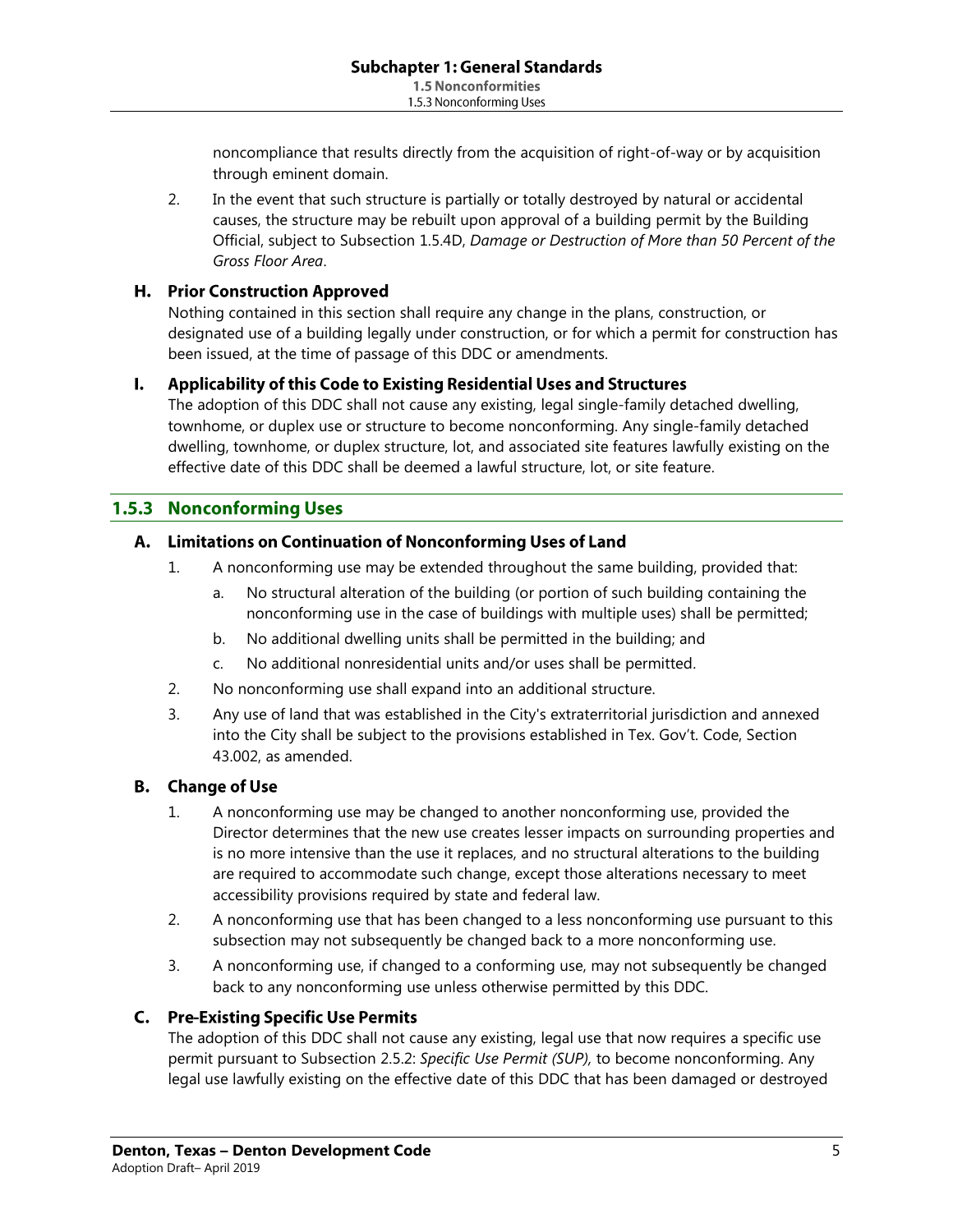noncompliance that results directly from the acquisition of right-of-way or by acquisition through eminent domain.

2. In the event that such structure is partially or totally destroyed by natural or accidental causes, the structure may be rebuilt upon approval of a building permit by the Building Official, subject to Subsection 1.5.4D, *Damage or Destruction of More than 50 Percent of the Gross Floor Area*.

### H. Prior Construction Approved

Nothing contained in this section shall require any change in the plans, construction, or designated use of a building legally under construction, or for which a permit for construction has been issued, at the time of passage of this DDC or amendments.

### I. Applicability of this Code to Existing Residential Uses and Structures

The adoption of this DDC shall not cause any existing, legal single-family detached dwelling, townhome, or duplex use or structure to become nonconforming. Any single-family detached dwelling, townhome, or duplex structure, lot, and associated site features lawfully existing on the effective date of this DDC shall be deemed a lawful structure, lot, or site feature.

## 1.5.3 Nonconforming Uses

### A. Limitations on Continuation of Nonconforming Uses of Land

1. A nonconforming use may be extended throughout the same building, provided that:
   a. No structural alteration of the building (or portion of such building containing the nonconforming use in the case of buildings with multiple uses) shall be permitted;
   b. No additional dwelling units shall be permitted in the building; and
   c. No additional nonresidential units and/or uses shall be permitted.
2. No nonconforming use shall expand into an additional structure.
3. Any use of land that was established in the City's extraterritorial jurisdiction and annexed into the City shall be subject to the provisions established in Tex. Gov't. Code, Section 43.002, as amended.

### B. Change of Use

1. A nonconforming use may be changed to another nonconforming use, provided the Director determines that the new use creates lesser impacts on surrounding properties and is no more intensive than the use it replaces, and no structural alterations to the building are required to accommodate such change, except those alterations necessary to meet accessibility provisions required by state and federal law.
2. A nonconforming use that has been changed to a less nonconforming use pursuant to this subsection may not subsequently be changed back to a more nonconforming use.
3. A nonconforming use, if changed to a conforming use, may not subsequently be changed back to any nonconforming use unless otherwise permitted by this DDC.

### C. Pre-Existing Specific Use Permits

The adoption of this DDC shall not cause any existing, legal use that now requires a specific use permit pursuant to Subsection 2.5.2: *Specific Use Permit (SUP),* to become nonconforming. Any legal use lawfully existing on the effective date of this DDC that has been damaged or destroyed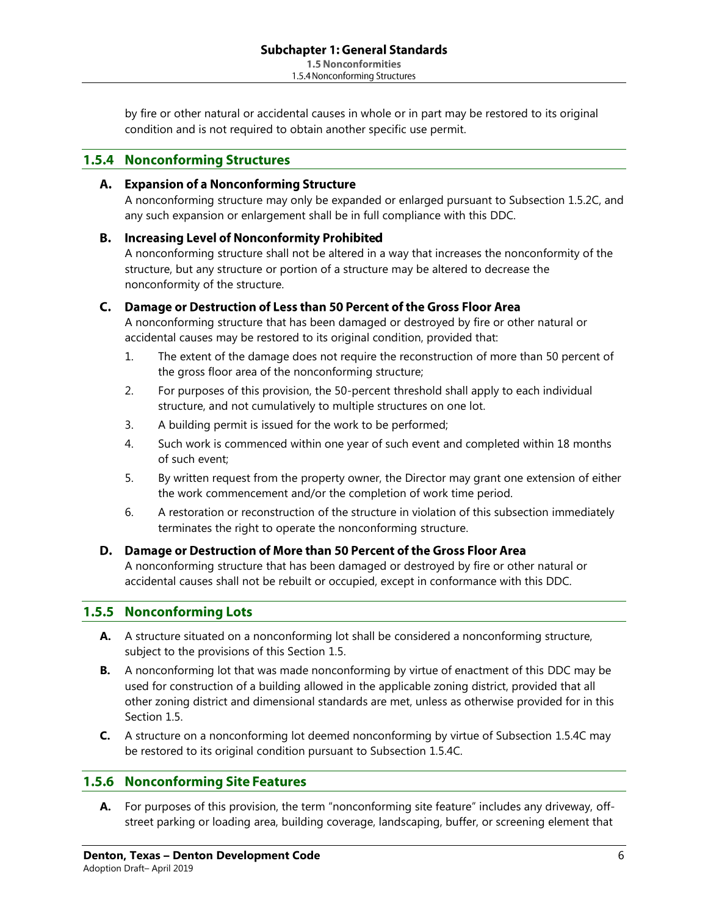by fire or other natural or accidental causes in whole or in part may be restored to its original condition and is not required to obtain another specific use permit.

## 1.5.4 Nonconforming Structures

### A. Expansion of a Nonconforming Structure

A nonconforming structure may only be expanded or enlarged pursuant to Subsection 1.5.2C, and any such expansion or enlargement shall be in full compliance with this DDC.

### B. Increasing Level of Nonconformity Prohibited

A nonconforming structure shall not be altered in a way that increases the nonconformity of the structure, but any structure or portion of a structure may be altered to decrease the nonconformity of the structure.

### C. Damage or Destruction of Less than 50 Percent of the Gross Floor Area

A nonconforming structure that has been damaged or destroyed by fire or other natural or accidental causes may be restored to its original condition, provided that:

1. The extent of the damage does not require the reconstruction of more than 50 percent of the gross floor area of the nonconforming structure;
2. For purposes of this provision, the 50-percent threshold shall apply to each individual structure, and not cumulatively to multiple structures on one lot.
3. A building permit is issued for the work to be performed;
4. Such work is commenced within one year of such event and completed within 18 months of such event;
5. By written request from the property owner, the Director may grant one extension of either the work commencement and/or the completion of work time period.
6. A restoration or reconstruction of the structure in violation of this subsection immediately terminates the right to operate the nonconforming structure.

### D. Damage or Destruction of More than 50 Percent of the Gross Floor Area

A nonconforming structure that has been damaged or destroyed by fire or other natural or accidental causes shall not be rebuilt or occupied, except in conformance with this DDC.

## 1.5.5 Nonconforming Lots

**A.** A structure situated on a nonconforming lot shall be considered a nonconforming structure, subject to the provisions of this Section 1.5.

**B.** A nonconforming lot that was made nonconforming by virtue of enactment of this DDC may be used for construction of a building allowed in the applicable zoning district, provided that all other zoning district and dimensional standards are met, unless as otherwise provided for in this Section 1.5.

**C.** A structure on a nonconforming lot deemed nonconforming by virtue of Subsection 1.5.4C may be restored to its original condition pursuant to Subsection 1.5.4C.

## 1.5.6 Nonconforming Site Features

**A.** For purposes of this provision, the term "nonconforming site feature" includes any driveway, off-street parking or loading area, building coverage, landscaping, buffer, or screening element that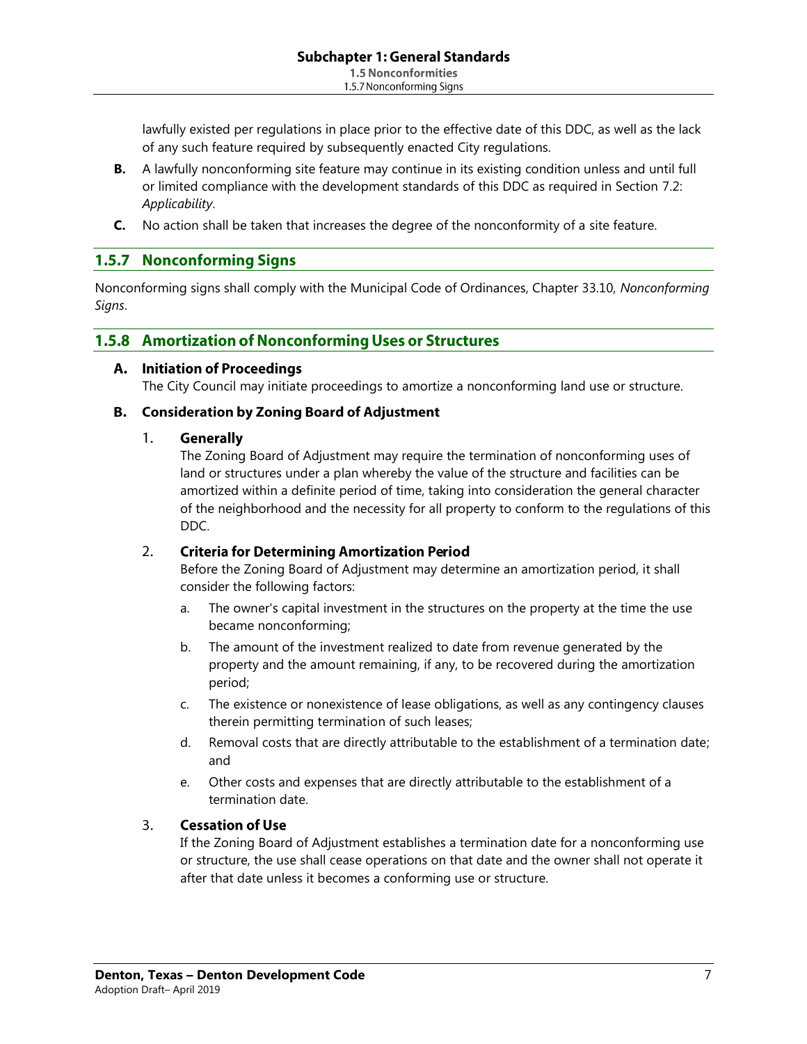lawfully existed per regulations in place prior to the effective date of this DDC, as well as the lack of any such feature required by subsequently enacted City regulations.

**B.** A lawfully nonconforming site feature may continue in its existing condition unless and until full or limited compliance with the development standards of this DDC as required in Section 7.2: *Applicability*.

**C.** No action shall be taken that increases the degree of the nonconformity of a site feature.

## 1.5.7 Nonconforming Signs

Nonconforming signs shall comply with the Municipal Code of Ordinances, Chapter 33.10, *Nonconforming Signs*.

## 1.5.8 Amortization of Nonconforming Uses or Structures

### A. Initiation of Proceedings

The City Council may initiate proceedings to amortize a nonconforming land use or structure.

### B. Consideration by Zoning Board of Adjustment

#### 1. Generally

The Zoning Board of Adjustment may require the termination of nonconforming uses of land or structures under a plan whereby the value of the structure and facilities can be amortized within a definite period of time, taking into consideration the general character of the neighborhood and the necessity for all property to conform to the regulations of this DDC.

#### 2. Criteria for Determining Amortization Period

Before the Zoning Board of Adjustment may determine an amortization period, it shall consider the following factors:

a. The owner's capital investment in the structures on the property at the time the use became nonconforming;

b. The amount of the investment realized to date from revenue generated by the property and the amount remaining, if any, to be recovered during the amortization period;

c. The existence or nonexistence of lease obligations, as well as any contingency clauses therein permitting termination of such leases;

d. Removal costs that are directly attributable to the establishment of a termination date; and

e. Other costs and expenses that are directly attributable to the establishment of a termination date.

#### 3. Cessation of Use

If the Zoning Board of Adjustment establishes a termination date for a nonconforming use or structure, the use shall cease operations on that date and the owner shall not operate it after that date unless it becomes a conforming use or structure.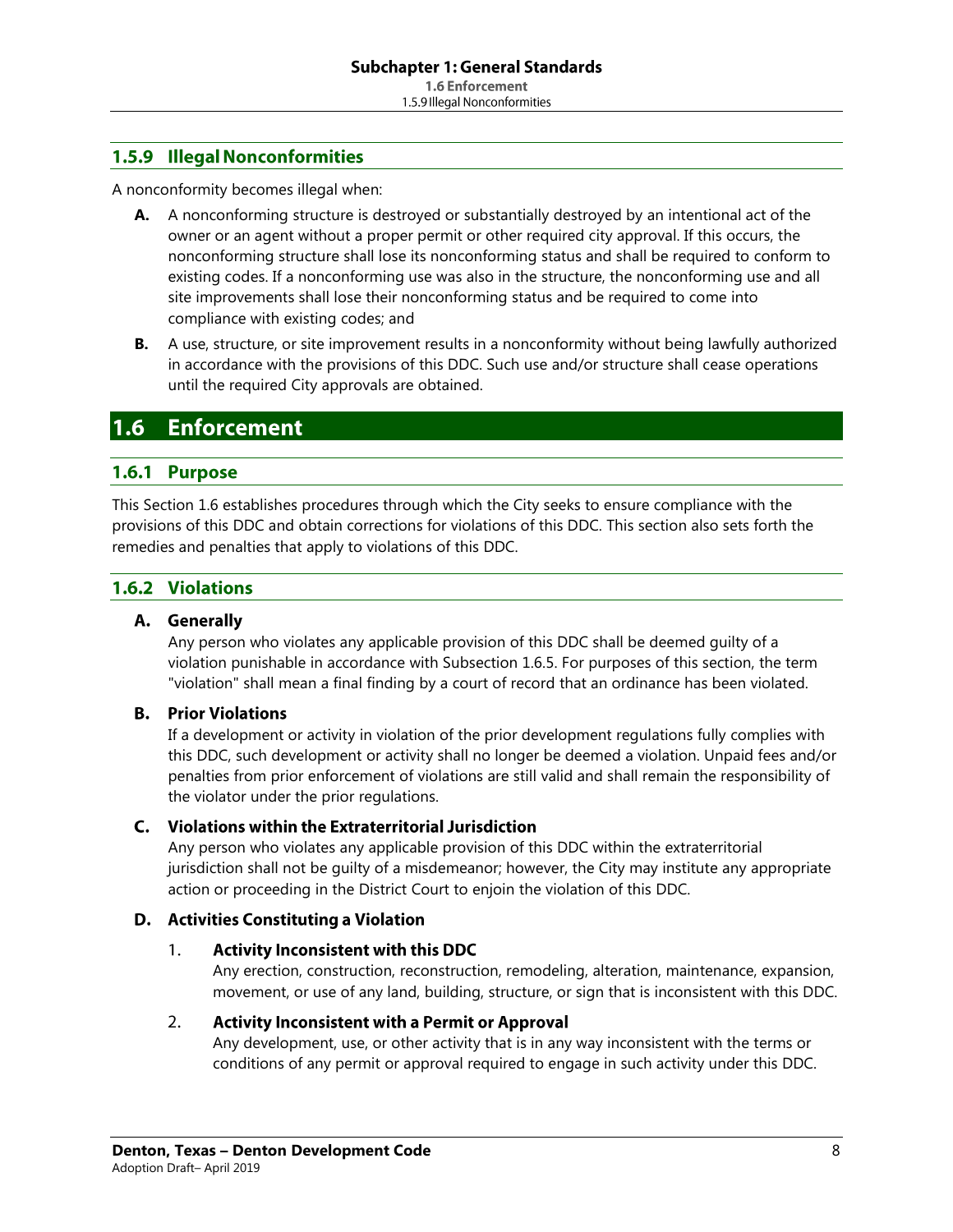### 1.5.9 Illegal Nonconformities

A nonconformity becomes illegal when:

**A.** A nonconforming structure is destroyed or substantially destroyed by an intentional act of the owner or an agent without a proper permit or other required city approval. If this occurs, the nonconforming structure shall lose its nonconforming status and shall be required to conform to existing codes. If a nonconforming use was also in the structure, the nonconforming use and all site improvements shall lose their nonconforming status and be required to come into compliance with existing codes; and

**B.** A use, structure, or site improvement results in a nonconformity without being lawfully authorized in accordance with the provisions of this DDC. Such use and/or structure shall cease operations until the required City approvals are obtained.

## 1.6 Enforcement

### 1.6.1 Purpose

This Section 1.6 establishes procedures through which the City seeks to ensure compliance with the provisions of this DDC and obtain corrections for violations of this DDC. This section also sets forth the remedies and penalties that apply to violations of this DDC.

### 1.6.2 Violations

#### A. Generally

Any person who violates any applicable provision of this DDC shall be deemed guilty of a violation punishable in accordance with Subsection 1.6.5. For purposes of this section, the term "violation" shall mean a final finding by a court of record that an ordinance has been violated.

#### B. Prior Violations

If a development or activity in violation of the prior development regulations fully complies with this DDC, such development or activity shall no longer be deemed a violation. Unpaid fees and/or penalties from prior enforcement of violations are still valid and shall remain the responsibility of the violator under the prior regulations.

#### C. Violations within the Extraterritorial Jurisdiction

Any person who violates any applicable provision of this DDC within the extraterritorial jurisdiction shall not be guilty of a misdemeanor; however, the City may institute any appropriate action or proceeding in the District Court to enjoin the violation of this DDC.

#### D. Activities Constituting a Violation

1. **Activity Inconsistent with this DDC**

   Any erection, construction, reconstruction, remodeling, alteration, maintenance, expansion, movement, or use of any land, building, structure, or sign that is inconsistent with this DDC.

2. **Activity Inconsistent with a Permit or Approval**

   Any development, use, or other activity that is in any way inconsistent with the terms or conditions of any permit or approval required to engage in such activity under this DDC.